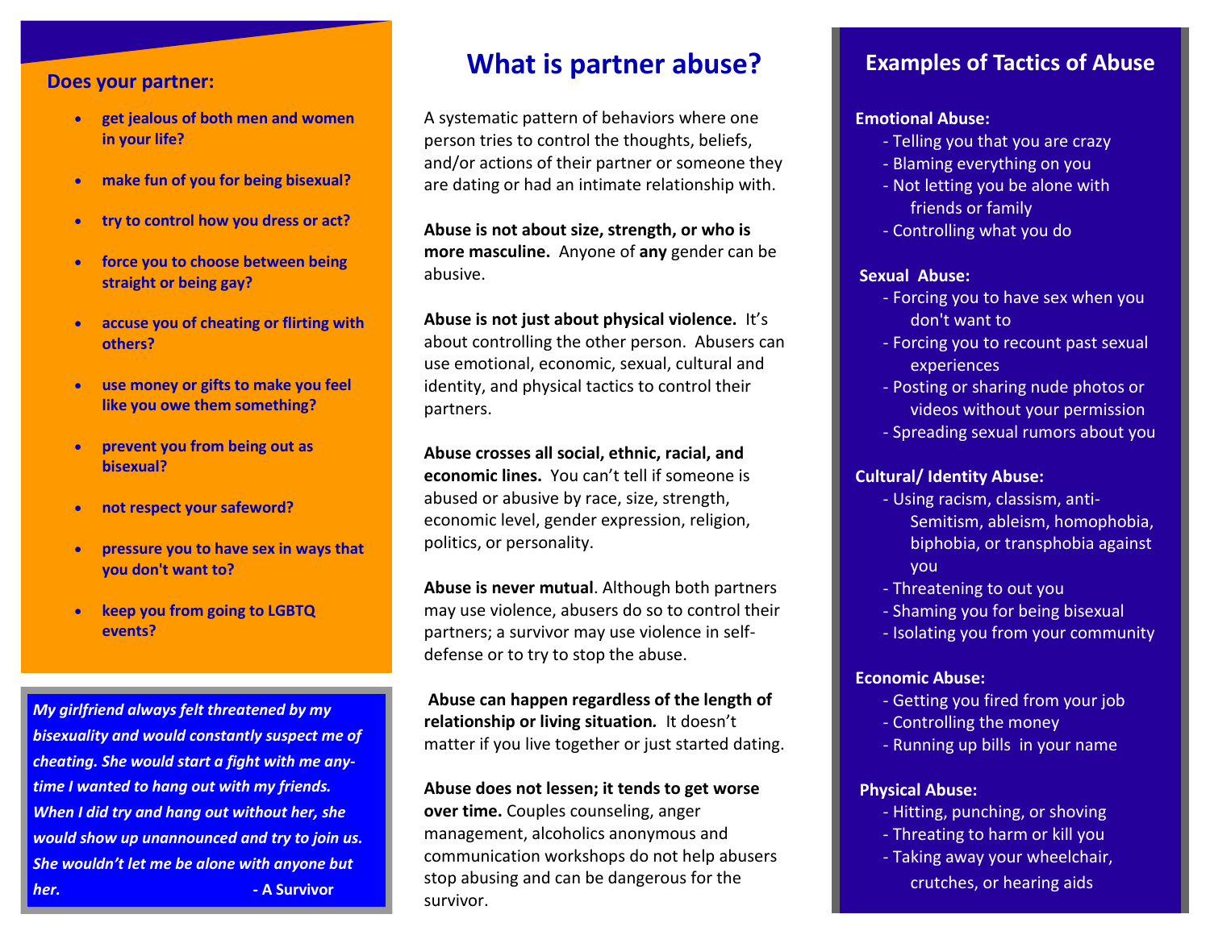## Does your partner:

- **get jealous of both men and women in your life?**
- **make fun of you for being bisexual?**
- **try to control how you dress or act?**
- **force you to choose between being straight or being gay?**
- **accuse you of cheating or flirting with others?**
- **use money or gifts to make you feel like you owe them something?**
- **prevent you from being out as bisexual?**
- **not respect your safeword?**
- **pressure you to have sex in ways that you don't want to?**
- **keep you from going to LGBTQ events?**

***My girlfriend always felt threatened by my bisexuality and would constantly suspect me of cheating. She would start a fight with me any-time I wanted to hang out with my friends. When I did try and hang out without her, she would show up unannounced and try to join us. She wouldn't let me be alone with anyone but her.*** **- A Survivor**

# What is partner abuse?

A systematic pattern of behaviors where one person tries to control the thoughts, beliefs, and/or actions of their partner or someone they are dating or had an intimate relationship with.

**Abuse is not about size, strength, or who is more masculine.** Anyone of **any** gender can be abusive.

**Abuse is not just about physical violence.** It's about controlling the other person. Abusers can use emotional, economic, sexual, cultural and identity, and physical tactics to control their partners.

**Abuse crosses all social, ethnic, racial, and economic lines.** You can't tell if someone is abused or abusive by race, size, strength, economic level, gender expression, religion, politics, or personality.

**Abuse is never mutual**. Although both partners may use violence, abusers do so to control their partners; a survivor may use violence in self-defense or to try to stop the abuse.

**Abuse can happen regardless of the length of relationship or living situation.** It doesn't matter if you live together or just started dating.

**Abuse does not lessen; it tends to get worse over time.** Couples counseling, anger management, alcoholics anonymous and communication workshops do not help abusers stop abusing and can be dangerous for the survivor.

## Examples of Tactics of Abuse

**Emotional Abuse:**
- Telling you that you are crazy
- Blaming everything on you
- Not letting you be alone with friends or family
- Controlling what you do

**Sexual Abuse:**
- Forcing you to have sex when you don't want to
- Forcing you to recount past sexual experiences
- Posting or sharing nude photos or videos without your permission
- Spreading sexual rumors about you

**Cultural/ Identity Abuse:**
- Using racism, classism, anti-Semitism, ableism, homophobia, biphobia, or transphobia against you
- Threatening to out you
- Shaming you for being bisexual
- Isolating you from your community

**Economic Abuse:**
- Getting you fired from your job
- Controlling the money
- Running up bills in your name

**Physical Abuse:**
- Hitting, punching, or shoving
- Threating to harm or kill you
- Taking away your wheelchair, crutches, or hearing aids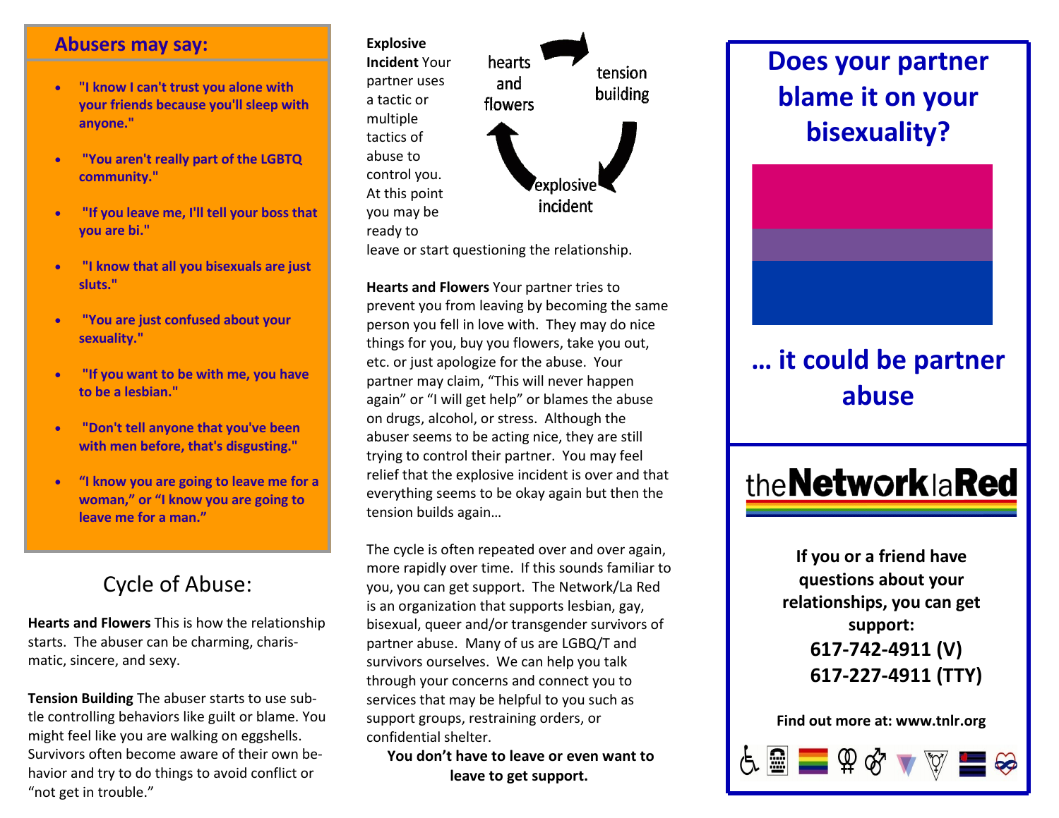## Abusers may say:

- "I know I can't trust you alone with your friends because you'll sleep with anyone."
- "You aren't really part of the LGBTQ community."
- "If you leave me, I'll tell your boss that you are bi."
- "I know that all you bisexuals are just sluts."
- "You are just confused about your sexuality."
- "If you want to be with me, you have to be a lesbian."
- "Don't tell anyone that you've been with men before, that's disgusting."
- "I know you are going to leave me for a woman," or "I know you are going to leave me for a man."

## Cycle of Abuse:

**Hearts and Flowers** This is how the relationship starts. The abuser can be charming, charismatic, sincere, and sexy.

**Tension Building** The abuser starts to use subtle controlling behaviors like guilt or blame. You might feel like you are walking on eggshells. Survivors often become aware of their own behavior and try to do things to avoid conflict or "not get in trouble."

**Explosive Incident** Your partner uses a tactic or multiple tactics of abuse to control you. At this point you may be ready to leave or start questioning the relationship.

hearts and flowers
tension building
explosive incident

**Hearts and Flowers** Your partner tries to prevent you from leaving by becoming the same person you fell in love with. They may do nice things for you, buy you flowers, take you out, etc. or just apologize for the abuse. Your partner may claim, "This will never happen again" or "I will get help" or blames the abuse on drugs, alcohol, or stress. Although the abuser seems to be acting nice, they are still trying to control their partner. You may feel relief that the explosive incident is over and that everything seems to be okay again but then the tension builds again…

The cycle is often repeated over and over again, more rapidly over time. If this sounds familiar to you, you can get support. The Network/La Red is an organization that supports lesbian, gay, bisexual, queer and/or transgender survivors of partner abuse. Many of us are LGBQ/T and survivors ourselves. We can help you talk through your concerns and connect you to services that may be helpful to you such as support groups, restraining orders, or confidential shelter.

**You don't have to leave or even want to leave to get support.**

# Does your partner blame it on your bisexuality?

# … it could be partner abuse

theNetwork/laRed

**If you or a friend have questions about your relationships, you can get support:**

**617-742-4911 (V)**
**617-227-4911 (TTY)**

**Find out more at: www.tnlr.org**